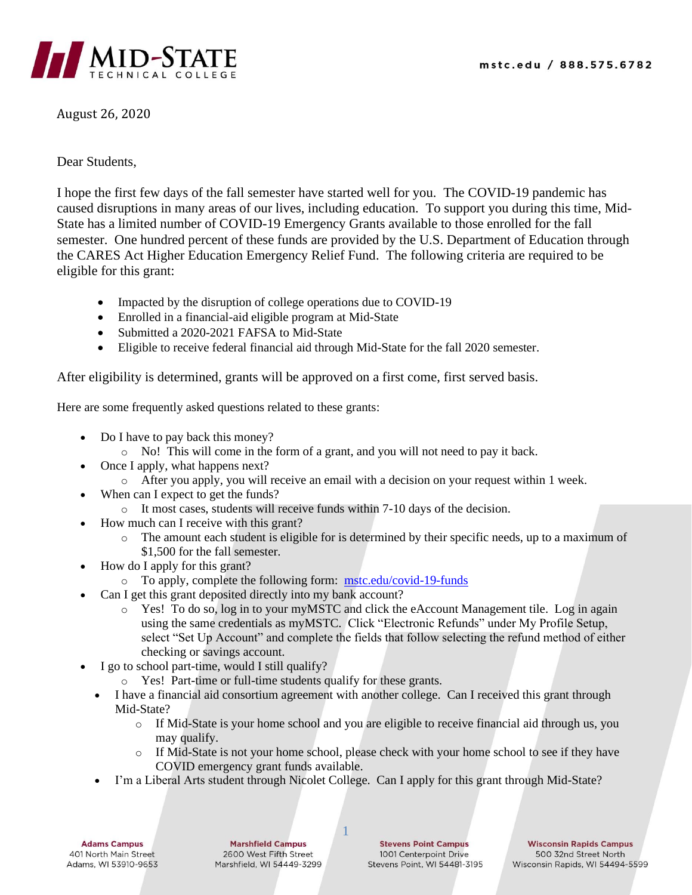August 26, 2020

Dear Students,

I hope the first few days of the fall semester have started well for you. The COVID-19 pandemic has caused disruptions in many areas of our lives, including education. To support you during this time, Mid-State has a limited number of COVID-19 Emergency Grants available to those enrolled for the fall semester. One hundred percent of these funds are provided by the U.S. Department of Education through the CARES Act Higher Education Emergency Relief Fund. The following criteria are required to be eligible for this grant:

- Impacted by the disruption of college operations due to COVID-19
- Enrolled in a financial-aid eligible program at Mid-State
- Submitted a 2020-2021 FAFSA to Mid-State
- Eligible to receive federal financial aid through Mid-State for the fall 2020 semester.

After eligibility is determined, grants will be approved on a first come, first served basis.

Here are some frequently asked questions related to these grants:

- Do I have to pay back this money?
  - No! This will come in the form of a grant, and you will not need to pay it back.
- Once I apply, what happens next?
  - After you apply, you will receive an email with a decision on your request within 1 week.
- When can I expect to get the funds?
  - It most cases, students will receive funds within 7-10 days of the decision.
- How much can I receive with this grant?
  - The amount each student is eligible for is determined by their specific needs, up to a maximum of $1,500 for the fall semester.
- How do I apply for this grant?
  - To apply, complete the following form: [mstc.edu/covid-19-funds](mstc.edu/covid-19-funds)
- Can I get this grant deposited directly into my bank account?
  - Yes! To do so, log in to your myMSTC and click the eAccount Management tile. Log in again using the same credentials as myMSTC. Click "Electronic Refunds" under My Profile Setup, select "Set Up Account" and complete the fields that follow selecting the refund method of either checking or savings account.
- I go to school part-time, would I still qualify?
  - Yes! Part-time or full-time students qualify for these grants.
- I have a financial aid consortium agreement with another college. Can I received this grant through Mid-State?
  - If Mid-State is your home school and you are eligible to receive financial aid through us, you may qualify.
  - If Mid-State is not your home school, please check with your home school to see if they have COVID emergency grant funds available.
- I'm a Liberal Arts student through Nicolet College. Can I apply for this grant through Mid-State?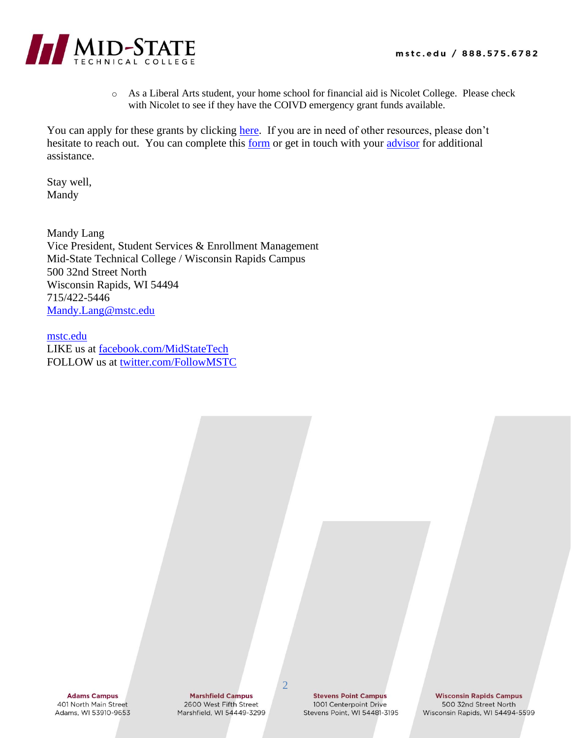- As a Liberal Arts student, your home school for financial aid is Nicolet College. Please check with Nicolet to see if they have the COIVD emergency grant funds available.

You can apply for these grants by clicking here. If you are in need of other resources, please don't hesitate to reach out. You can complete this form or get in touch with your advisor for additional assistance.

Stay well,
Mandy

Mandy Lang
Vice President, Student Services & Enrollment Management
Mid-State Technical College / Wisconsin Rapids Campus
500 32nd Street North
Wisconsin Rapids, WI 54494
715/422-5446
Mandy.Lang@mstc.edu

mstc.edu
LIKE us at facebook.com/MidStateTech
FOLLOW us at twitter.com/FollowMSTC